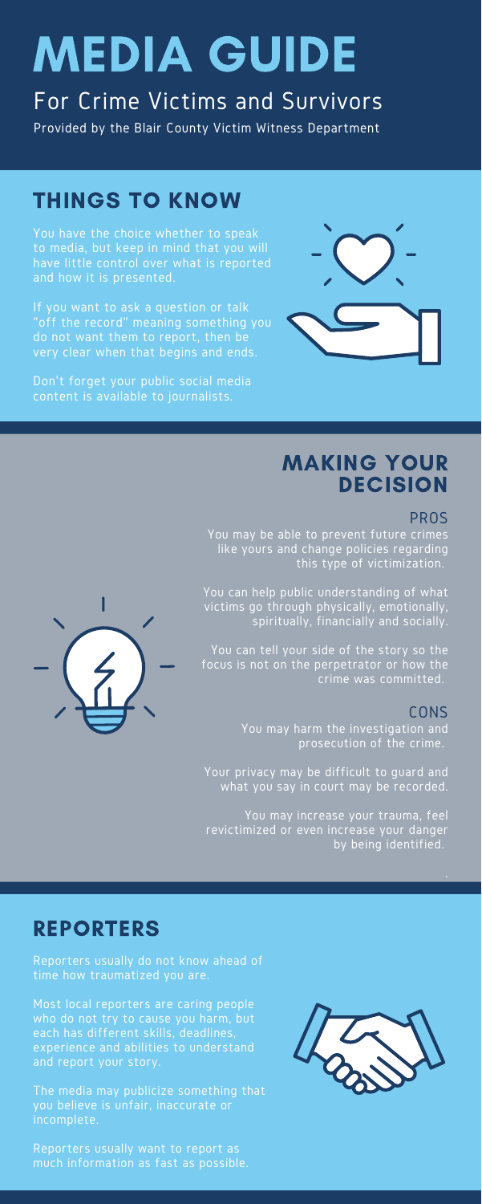# MEDIA GUIDE

## For Crime Victims and Survivors

Provided by the Blair County Victim Witness Department

## THINGS TO KNOW

You have the choice whether to speak to media, but keep in mind that you will have little control over what is reported and how it is presented.

If you want to ask a question or talk "off the record" meaning something you do not want them to report, then be very clear when that begins and ends.

Don't forget your public social media content is available to journalists.

## MAKING YOUR DECISION

### PROS

You may be able to prevent future crimes like yours and change policies regarding this type of victimization.

You can help public understanding of what victims go through physically, emotionally, spiritually, financially and socially.

You can tell your side of the story so the focus is not on the perpetrator or how the crime was committed.

### CONS

You may harm the investigation and prosecution of the crime.

Your privacy may be difficult to guard and what you say in court may be recorded.

You may increase your trauma, feel revictimized or even increase your danger by being identified.

## REPORTERS

Reporters usually do not know ahead of time how traumatized you are.

Most local reporters are caring people who do not try to cause you harm, but each has different skills, deadlines, experience and abilities to understand and report your story.

The media may publicize something that you believe is unfair, inaccurate or incomplete.

Reporters usually want to report as much information as fast as possible.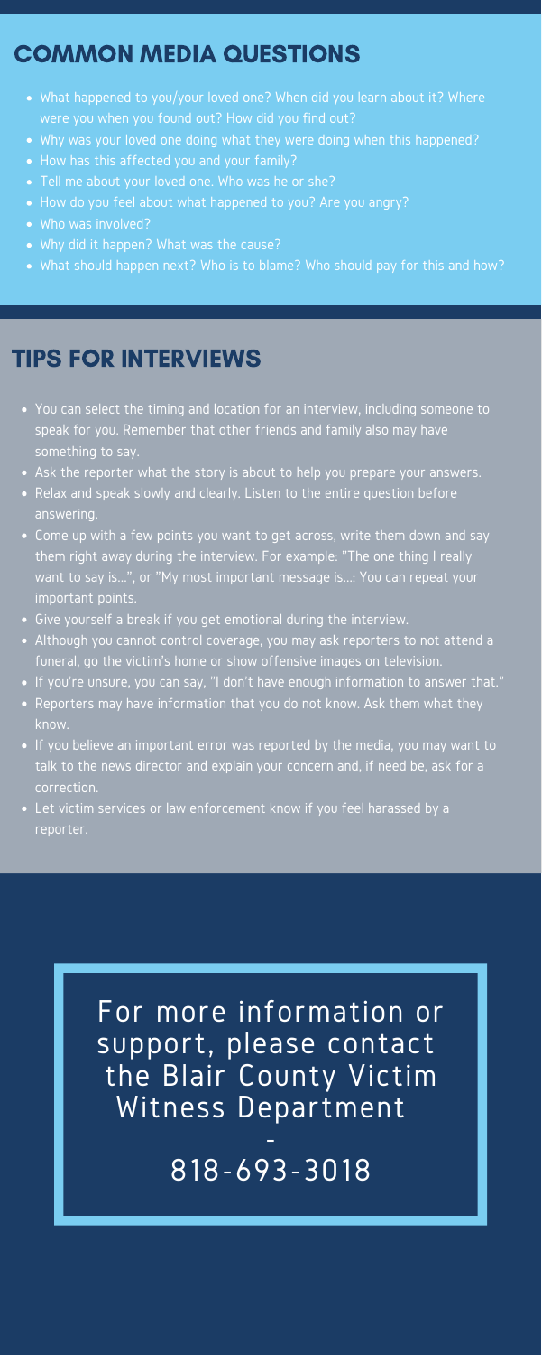## COMMON MEDIA QUESTIONS

- What happened to you/your loved one? When did you learn about it? Where were you when you found out? How did you find out?
- Why was your loved one doing what they were doing when this happened?
- How has this affected you and your family?
- Tell me about your loved one. Who was he or she?
- How do you feel about what happened to you? Are you angry?
- Who was involved?
- Why did it happen? What was the cause?
- What should happen next? Who is to blame? Who should pay for this and how?

## TIPS FOR INTERVIEWS

- You can select the timing and location for an interview, including someone to speak for you. Remember that other friends and family also may have something to say.
- Ask the reporter what the story is about to help you prepare your answers.
- Relax and speak slowly and clearly. Listen to the entire question before answering.
- Come up with a few points you want to get across, write them down and say them right away during the interview. For example: "The one thing I really want to say is...", or "My most important message is...: You can repeat your important points.
- Give yourself a break if you get emotional during the interview.
- Although you cannot control coverage, you may ask reporters to not attend a funeral, go the victim's home or show offensive images on television.
- If you're unsure, you can say, "I don't have enough information to answer that."
- Reporters may have information that you do not know. Ask them what they know.
- If you believe an important error was reported by the media, you may want to talk to the news director and explain your concern and, if need be, ask for a correction.
- Let victim services or law enforcement know if you feel harassed by a reporter.

For more information or support, please contact the Blair County Victim Witness Department

-

818-693-3018